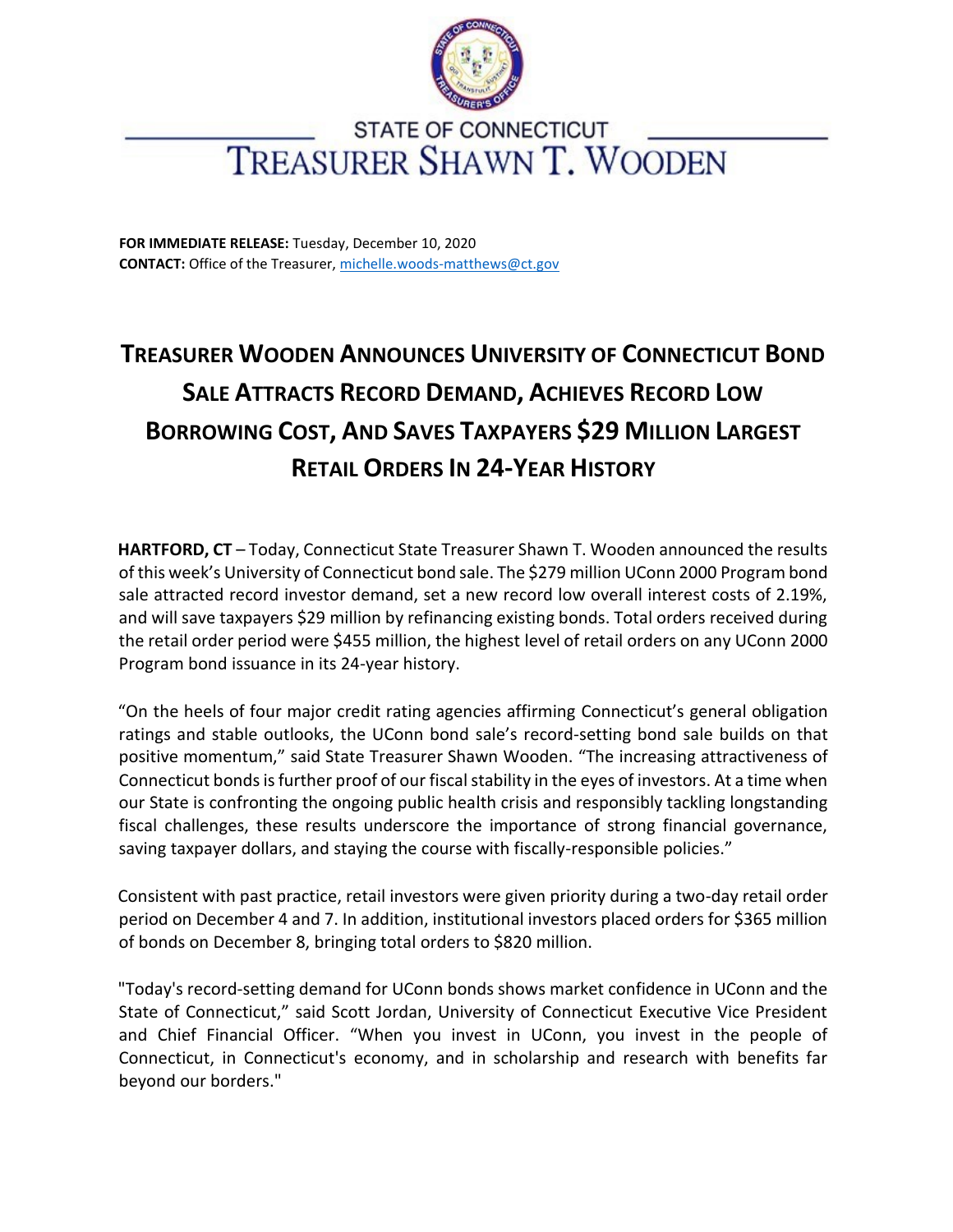STATE OF CONNECTICUT

TREASURER SHAWN T. WOODEN

**FOR IMMEDIATE RELEASE:** Tuesday, December 10, 2020
**CONTACT:** Office of the Treasurer, michelle.woods-matthews@ct.gov

# TREASURER WOODEN ANNOUNCES UNIVERSITY OF CONNECTICUT BOND SALE ATTRACTS RECORD DEMAND, ACHIEVES RECORD LOW BORROWING COST, AND SAVES TAXPAYERS $29 MILLION LARGEST RETAIL ORDERS IN 24-YEAR HISTORY

**HARTFORD, CT** – Today, Connecticut State Treasurer Shawn T. Wooden announced the results of this week's University of Connecticut bond sale. The $279 million UConn 2000 Program bond sale attracted record investor demand, set a new record low overall interest costs of 2.19%, and will save taxpayers $29 million by refinancing existing bonds. Total orders received during the retail order period were $455 million, the highest level of retail orders on any UConn 2000 Program bond issuance in its 24-year history.

"On the heels of four major credit rating agencies affirming Connecticut's general obligation ratings and stable outlooks, the UConn bond sale's record-setting bond sale builds on that positive momentum," said State Treasurer Shawn Wooden. "The increasing attractiveness of Connecticut bonds is further proof of our fiscal stability in the eyes of investors. At a time when our State is confronting the ongoing public health crisis and responsibly tackling longstanding fiscal challenges, these results underscore the importance of strong financial governance, saving taxpayer dollars, and staying the course with fiscally-responsible policies."

Consistent with past practice, retail investors were given priority during a two-day retail order period on December 4 and 7. In addition, institutional investors placed orders for $365 million of bonds on December 8, bringing total orders to $820 million.

"Today's record-setting demand for UConn bonds shows market confidence in UConn and the State of Connecticut," said Scott Jordan, University of Connecticut Executive Vice President and Chief Financial Officer. "When you invest in UConn, you invest in the people of Connecticut, in Connecticut's economy, and in scholarship and research with benefits far beyond our borders."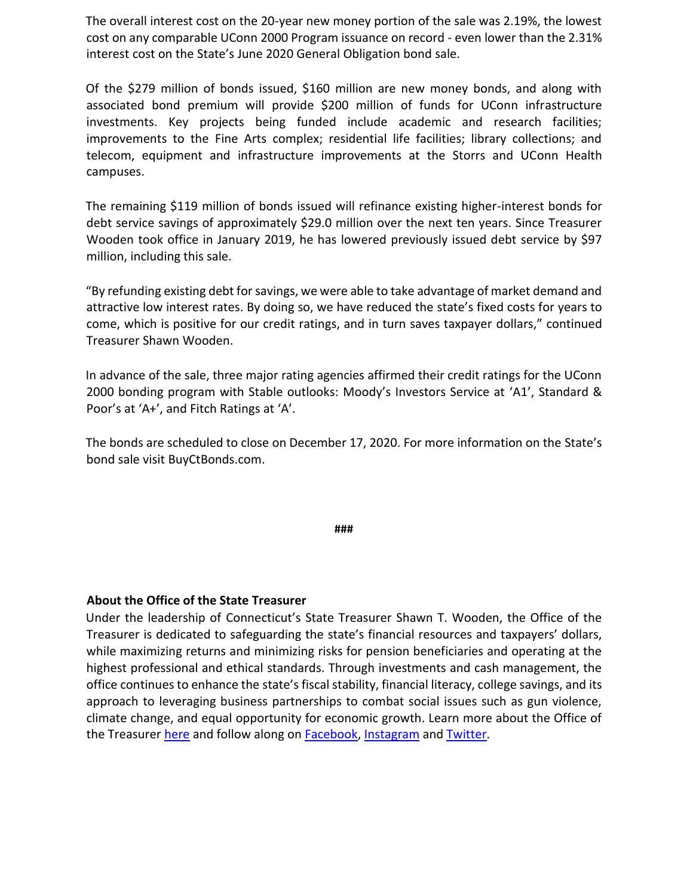The overall interest cost on the 20-year new money portion of the sale was 2.19%, the lowest cost on any comparable UConn 2000 Program issuance on record - even lower than the 2.31% interest cost on the State's June 2020 General Obligation bond sale.

Of the $279 million of bonds issued, $160 million are new money bonds, and along with associated bond premium will provide $200 million of funds for UConn infrastructure investments. Key projects being funded include academic and research facilities; improvements to the Fine Arts complex; residential life facilities; library collections; and telecom, equipment and infrastructure improvements at the Storrs and UConn Health campuses.

The remaining $119 million of bonds issued will refinance existing higher-interest bonds for debt service savings of approximately $29.0 million over the next ten years. Since Treasurer Wooden took office in January 2019, he has lowered previously issued debt service by $97 million, including this sale.

"By refunding existing debt for savings, we were able to take advantage of market demand and attractive low interest rates. By doing so, we have reduced the state's fixed costs for years to come, which is positive for our credit ratings, and in turn saves taxpayer dollars," continued Treasurer Shawn Wooden.

In advance of the sale, three major rating agencies affirmed their credit ratings for the UConn 2000 bonding program with Stable outlooks: Moody's Investors Service at 'A1', Standard & Poor's at 'A+', and Fitch Ratings at 'A'.

The bonds are scheduled to close on December 17, 2020. For more information on the State's bond sale visit BuyCtBonds.com.

###

**About the Office of the State Treasurer**

Under the leadership of Connecticut's State Treasurer Shawn T. Wooden, the Office of the Treasurer is dedicated to safeguarding the state's financial resources and taxpayers' dollars, while maximizing returns and minimizing risks for pension beneficiaries and operating at the highest professional and ethical standards. Through investments and cash management, the office continues to enhance the state's fiscal stability, financial literacy, college savings, and its approach to leveraging business partnerships to combat social issues such as gun violence, climate change, and equal opportunity for economic growth. Learn more about the Office of the Treasurer here and follow along on Facebook, Instagram and Twitter.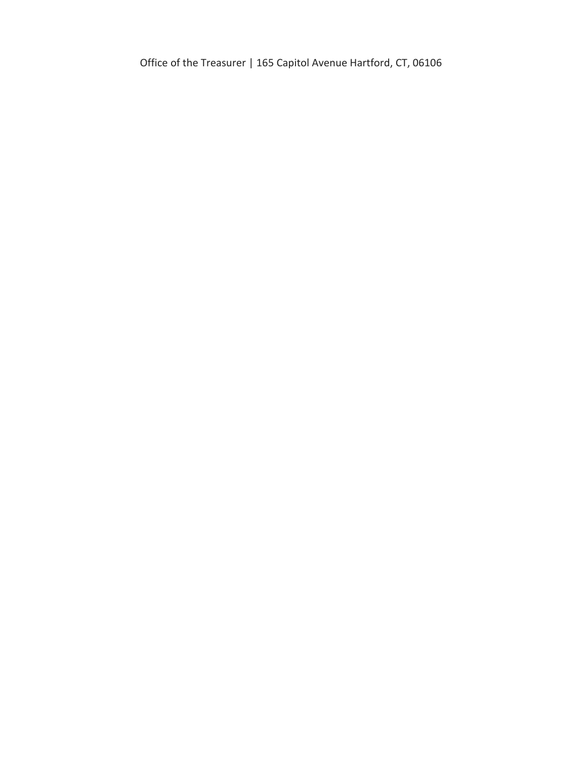Office of the Treasurer | 165 Capitol Avenue Hartford, CT, 06106